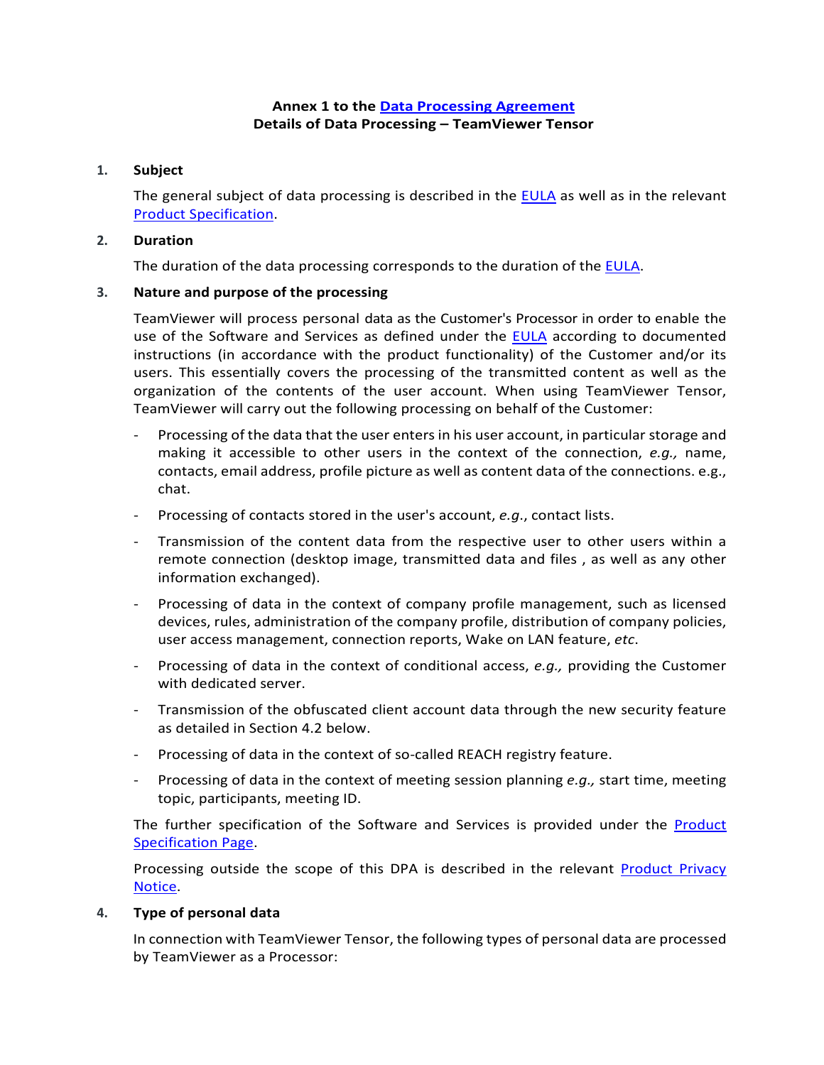**Annex 1 to the Data Processing Agreement**
**Details of Data Processing – TeamViewer Tensor**

## 1. Subject

The general subject of data processing is described in the EULA as well as in the relevant Product Specification.

## 2. Duration

The duration of the data processing corresponds to the duration of the EULA.

## 3. Nature and purpose of the processing

TeamViewer will process personal data as the Customer's Processor in order to enable the use of the Software and Services as defined under the EULA according to documented instructions (in accordance with the product functionality) of the Customer and/or its users. This essentially covers the processing of the transmitted content as well as the organization of the contents of the user account. When using TeamViewer Tensor, TeamViewer will carry out the following processing on behalf of the Customer:

- Processing of the data that the user enters in his user account, in particular storage and making it accessible to other users in the context of the connection, *e.g.,* name, contacts, email address, profile picture as well as content data of the connections. e.g., chat.
- Processing of contacts stored in the user's account, *e.g.*, contact lists.
- Transmission of the content data from the respective user to other users within a remote connection (desktop image, transmitted data and files , as well as any other information exchanged).
- Processing of data in the context of company profile management, such as licensed devices, rules, administration of the company profile, distribution of company policies, user access management, connection reports, Wake on LAN feature, *etc*.
- Processing of data in the context of conditional access, *e.g.,* providing the Customer with dedicated server.
- Transmission of the obfuscated client account data through the new security feature as detailed in Section 4.2 below.
- Processing of data in the context of so-called REACH registry feature.
- Processing of data in the context of meeting session planning *e.g.,* start time, meeting topic, participants, meeting ID.

The further specification of the Software and Services is provided under the Product Specification Page.

Processing outside the scope of this DPA is described in the relevant Product Privacy Notice.

## 4. Type of personal data

In connection with TeamViewer Tensor, the following types of personal data are processed by TeamViewer as a Processor: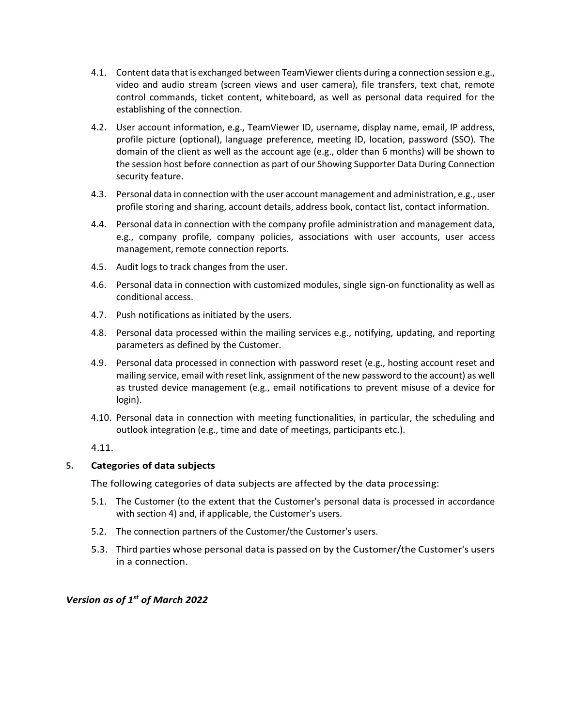4.1. Content data that is exchanged between TeamViewer clients during a connection session e.g., video and audio stream (screen views and user camera), file transfers, text chat, remote control commands, ticket content, whiteboard, as well as personal data required for the establishing of the connection.

4.2. User account information, e.g., TeamViewer ID, username, display name, email, IP address, profile picture (optional), language preference, meeting ID, location, password (SSO). The domain of the client as well as the account age (e.g., older than 6 months) will be shown to the session host before connection as part of our Showing Supporter Data During Connection security feature.

4.3. Personal data in connection with the user account management and administration, e.g., user profile storing and sharing, account details, address book, contact list, contact information.

4.4. Personal data in connection with the company profile administration and management data, e.g., company profile, company policies, associations with user accounts, user access management, remote connection reports.

4.5. Audit logs to track changes from the user.

4.6. Personal data in connection with customized modules, single sign-on functionality as well as conditional access.

4.7. Push notifications as initiated by the users.

4.8. Personal data processed within the mailing services e.g., notifying, updating, and reporting parameters as defined by the Customer.

4.9. Personal data processed in connection with password reset (e.g., hosting account reset and mailing service, email with reset link, assignment of the new password to the account) as well as trusted device management (e.g., email notifications to prevent misuse of a device for login).

4.10. Personal data in connection with meeting functionalities, in particular, the scheduling and outlook integration (e.g., time and date of meetings, participants etc.).

4.11.

**5. Categories of data subjects**

The following categories of data subjects are affected by the data processing:

5.1. The Customer (to the extent that the Customer's personal data is processed in accordance with section 4) and, if applicable, the Customer's users.

5.2. The connection partners of the Customer/the Customer's users.

5.3. Third parties whose personal data is passed on by the Customer/the Customer's users in a connection.

***Version as of 1st of March 2022***